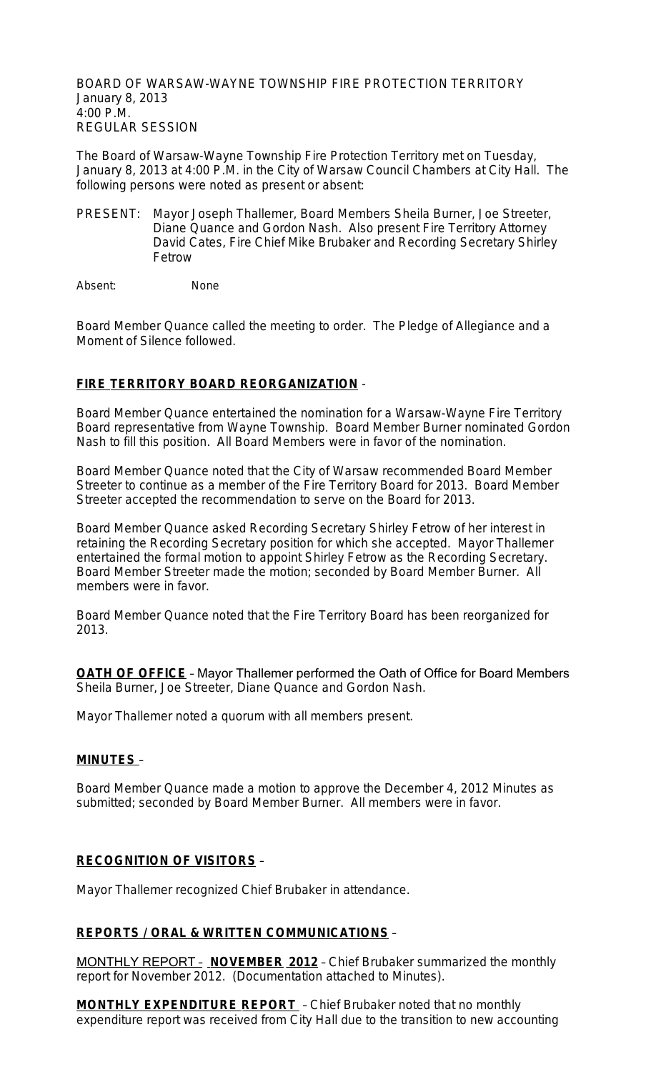BOARD OF WARSAW-WAYNE TOWNSHIP FIRE PROTECTION TERRITORY
January 8, 2013
4:00 P.M.
REGULAR SESSION

The Board of Warsaw-Wayne Township Fire Protection Territory met on Tuesday, January 8, 2013 at 4:00 P.M. in the City of Warsaw Council Chambers at City Hall. The following persons were noted as present or absent:

PRESENT: Mayor Joseph Thallemer, Board Members Sheila Burner, Joe Streeter, Diane Quance and Gordon Nash. Also present Fire Territory Attorney David Cates, Fire Chief Mike Brubaker and Recording Secretary Shirley Fetrow

Absent: None

Board Member Quance called the meeting to order. The Pledge of Allegiance and a Moment of Silence followed.

**FIRE TERRITORY BOARD REORGANIZATION** -

Board Member Quance entertained the nomination for a Warsaw-Wayne Fire Territory Board representative from Wayne Township. Board Member Burner nominated Gordon Nash to fill this position. All Board Members were in favor of the nomination.

Board Member Quance noted that the City of Warsaw recommended Board Member Streeter to continue as a member of the Fire Territory Board for 2013. Board Member Streeter accepted the recommendation to serve on the Board for 2013.

Board Member Quance asked Recording Secretary Shirley Fetrow of her interest in retaining the Recording Secretary position for which she accepted. Mayor Thallemer entertained the formal motion to appoint Shirley Fetrow as the Recording Secretary. Board Member Streeter made the motion; seconded by Board Member Burner. All members were in favor.

Board Member Quance noted that the Fire Territory Board has been reorganized for 2013.

**OATH OF OFFICE** - Mayor Thallemer performed the Oath of Office for Board Members Sheila Burner, Joe Streeter, Diane Quance and Gordon Nash.

Mayor Thallemer noted a quorum with all members present.

**MINUTES** –

Board Member Quance made a motion to approve the December 4, 2012 Minutes as submitted; seconded by Board Member Burner. All members were in favor.

**RECOGNITION OF VISITORS** –

Mayor Thallemer recognized Chief Brubaker in attendance.

**REPORTS / ORAL & WRITTEN COMMUNICATIONS** –

MONTHLY REPORT – **NOVEMBER 2012** – Chief Brubaker summarized the monthly report for November 2012. (Documentation attached to Minutes).

**MONTHLY EXPENDITURE REPORT** – Chief Brubaker noted that no monthly expenditure report was received from City Hall due to the transition to new accounting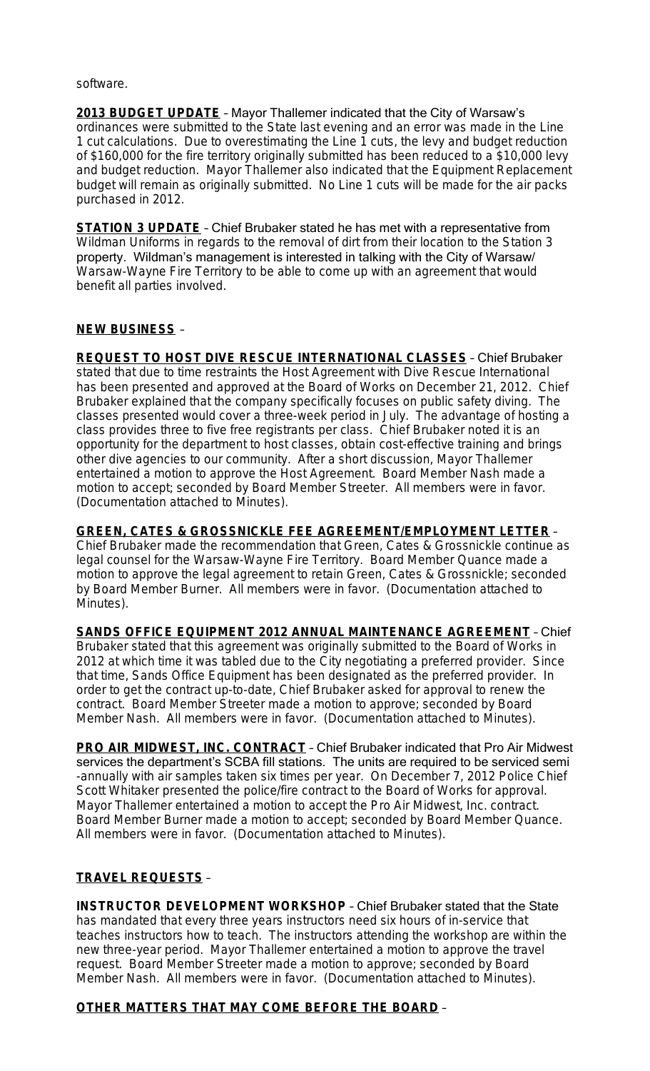software.

**2013 BUDGET UPDATE** – Mayor Thallemer indicated that the City of Warsaw's ordinances were submitted to the State last evening and an error was made in the Line 1 cut calculations. Due to overestimating the Line 1 cuts, the levy and budget reduction of $160,000 for the fire territory originally submitted has been reduced to a $10,000 levy and budget reduction. Mayor Thallemer also indicated that the Equipment Replacement budget will remain as originally submitted. No Line 1 cuts will be made for the air packs purchased in 2012.

**STATION 3 UPDATE** – Chief Brubaker stated he has met with a representative from Wildman Uniforms in regards to the removal of dirt from their location to the Station 3 property. Wildman's management is interested in talking with the City of Warsaw/ Warsaw-Wayne Fire Territory to be able to come up with an agreement that would benefit all parties involved.

**NEW BUSINESS** –

**REQUEST TO HOST DIVE RESCUE INTERNATIONAL CLASSES** – Chief Brubaker stated that due to time restraints the Host Agreement with Dive Rescue International has been presented and approved at the Board of Works on December 21, 2012. Chief Brubaker explained that the company specifically focuses on public safety diving. The classes presented would cover a three-week period in July. The advantage of hosting a class provides three to five free registrants per class. Chief Brubaker noted it is an opportunity for the department to host classes, obtain cost-effective training and brings other dive agencies to our community. After a short discussion, Mayor Thallemer entertained a motion to approve the Host Agreement. Board Member Nash made a motion to accept; seconded by Board Member Streeter. All members were in favor. (Documentation attached to Minutes).

**GREEN, CATES & GROSSNICKLE FEE AGREEMENT/EMPLOYMENT LETTER** – Chief Brubaker made the recommendation that Green, Cates & Grossnickle continue as legal counsel for the Warsaw-Wayne Fire Territory. Board Member Quance made a motion to approve the legal agreement to retain Green, Cates & Grossnickle; seconded by Board Member Burner. All members were in favor. (Documentation attached to Minutes).

**SANDS OFFICE EQUIPMENT 2012 ANNUAL MAINTENANCE AGREEMENT** – Chief Brubaker stated that this agreement was originally submitted to the Board of Works in 2012 at which time it was tabled due to the City negotiating a preferred provider. Since that time, Sands Office Equipment has been designated as the preferred provider. In order to get the contract up-to-date, Chief Brubaker asked for approval to renew the contract. Board Member Streeter made a motion to approve; seconded by Board Member Nash. All members were in favor. (Documentation attached to Minutes).

**PRO AIR MIDWEST, INC. CONTRACT** – Chief Brubaker indicated that Pro Air Midwest services the department's SCBA fill stations. The units are required to be serviced semi -annually with air samples taken six times per year. On December 7, 2012 Police Chief Scott Whitaker presented the police/fire contract to the Board of Works for approval. Mayor Thallemer entertained a motion to accept the Pro Air Midwest, Inc. contract. Board Member Burner made a motion to accept; seconded by Board Member Quance. All members were in favor. (Documentation attached to Minutes).

**TRAVEL REQUESTS** –

**INSTRUCTOR DEVELOPMENT WORKSHOP** – Chief Brubaker stated that the State has mandated that every three years instructors need six hours of in-service that teaches instructors how to teach. The instructors attending the workshop are within the new three-year period. Mayor Thallemer entertained a motion to approve the travel request. Board Member Streeter made a motion to approve; seconded by Board Member Nash. All members were in favor. (Documentation attached to Minutes).

**OTHER MATTERS THAT MAY COME BEFORE THE BOARD** –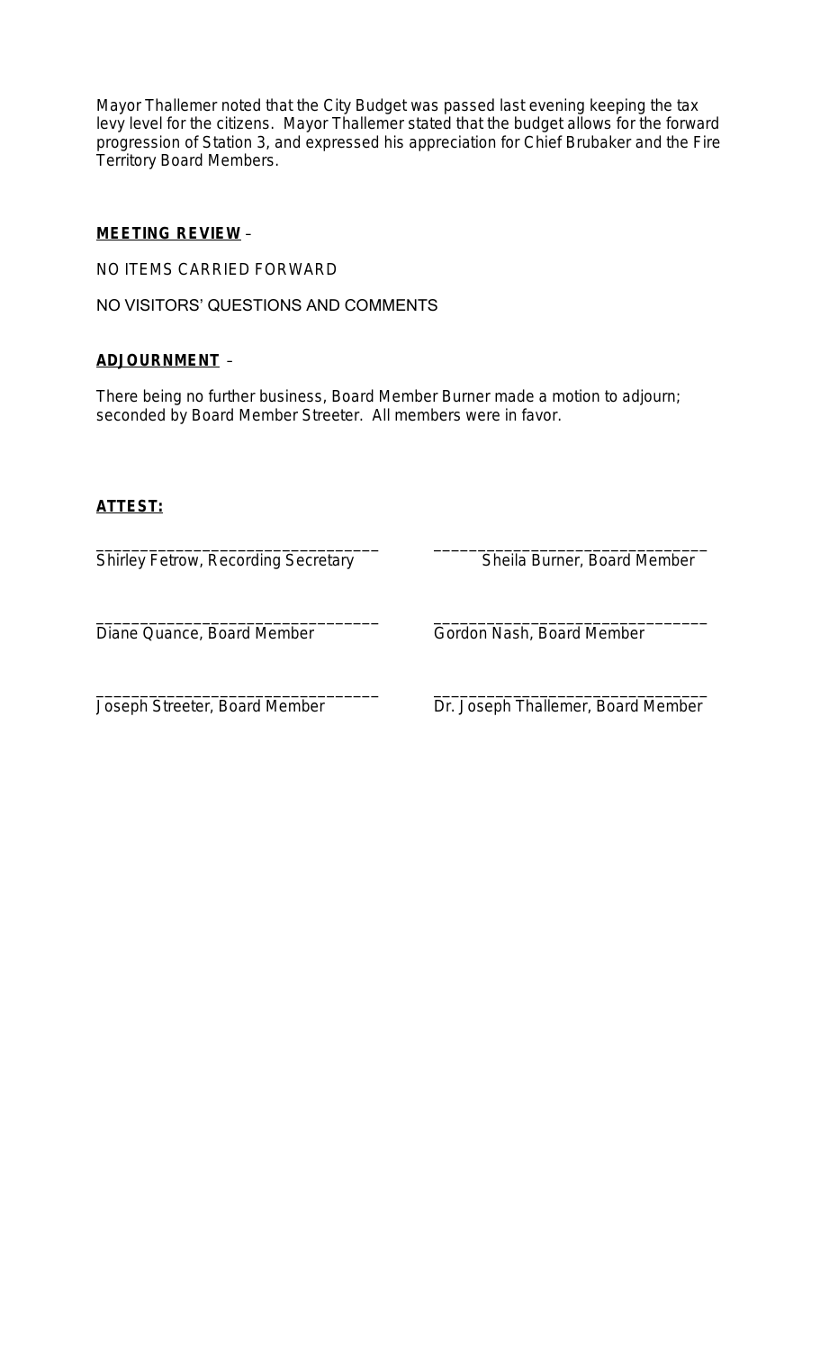Mayor Thallemer noted that the City Budget was passed last evening keeping the tax levy level for the citizens. Mayor Thallemer stated that the budget allows for the forward progression of Station 3, and expressed his appreciation for Chief Brubaker and the Fire Territory Board Members.

**MEETING REVIEW** –

NO ITEMS CARRIED FORWARD

NO VISITORS' QUESTIONS AND COMMENTS

**ADJOURNMENT** –

There being no further business, Board Member Burner made a motion to adjourn; seconded by Board Member Streeter. All members were in favor.

**ATTEST:**

| | |
|---|---|
| ______________________________ | ______________________________ |
| Shirley Fetrow, Recording Secretary | Sheila Burner, Board Member |
| ______________________________ | ______________________________ |
| Diane Quance, Board Member | Gordon Nash, Board Member |
| ______________________________ | ______________________________ |
| Joseph Streeter, Board Member | Dr. Joseph Thallemer, Board Member |